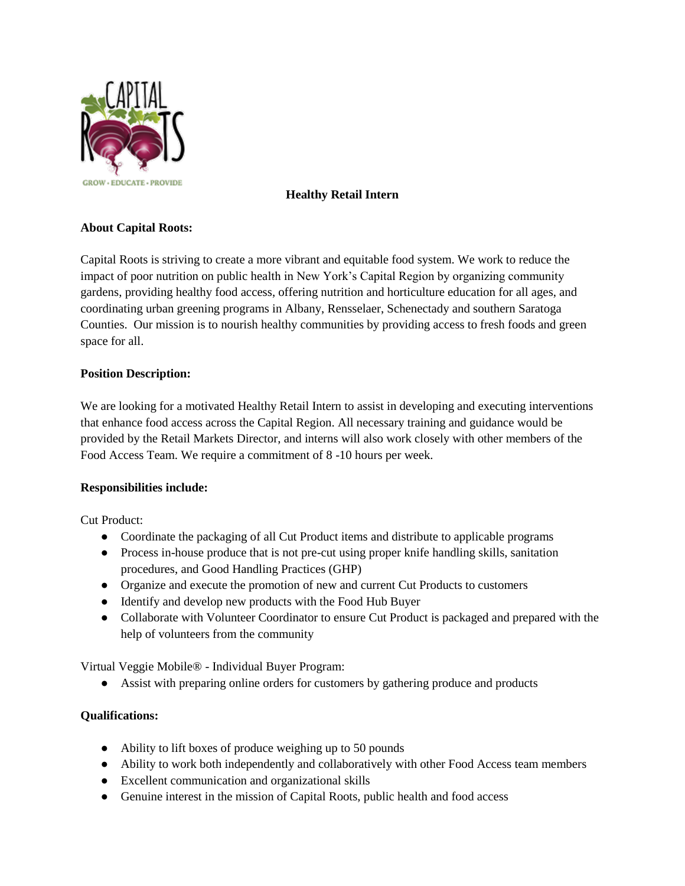# Healthy Retail Intern

**About Capital Roots:**

Capital Roots is striving to create a more vibrant and equitable food system. We work to reduce the impact of poor nutrition on public health in New York's Capital Region by organizing community gardens, providing healthy food access, offering nutrition and horticulture education for all ages, and coordinating urban greening programs in Albany, Rensselaer, Schenectady and southern Saratoga Counties. Our mission is to nourish healthy communities by providing access to fresh foods and green space for all.

**Position Description:**

We are looking for a motivated Healthy Retail Intern to assist in developing and executing interventions that enhance food access across the Capital Region. All necessary training and guidance would be provided by the Retail Markets Director, and interns will also work closely with other members of the Food Access Team. We require a commitment of 8 -10 hours per week.

**Responsibilities include:**

Cut Product:

- Coordinate the packaging of all Cut Product items and distribute to applicable programs
- Process in-house produce that is not pre-cut using proper knife handling skills, sanitation procedures, and Good Handling Practices (GHP)
- Organize and execute the promotion of new and current Cut Products to customers
- Identify and develop new products with the Food Hub Buyer
- Collaborate with Volunteer Coordinator to ensure Cut Product is packaged and prepared with the help of volunteers from the community

Virtual Veggie Mobile® - Individual Buyer Program:

- Assist with preparing online orders for customers by gathering produce and products

**Qualifications:**

- Ability to lift boxes of produce weighing up to 50 pounds
- Ability to work both independently and collaboratively with other Food Access team members
- Excellent communication and organizational skills
- Genuine interest in the mission of Capital Roots, public health and food access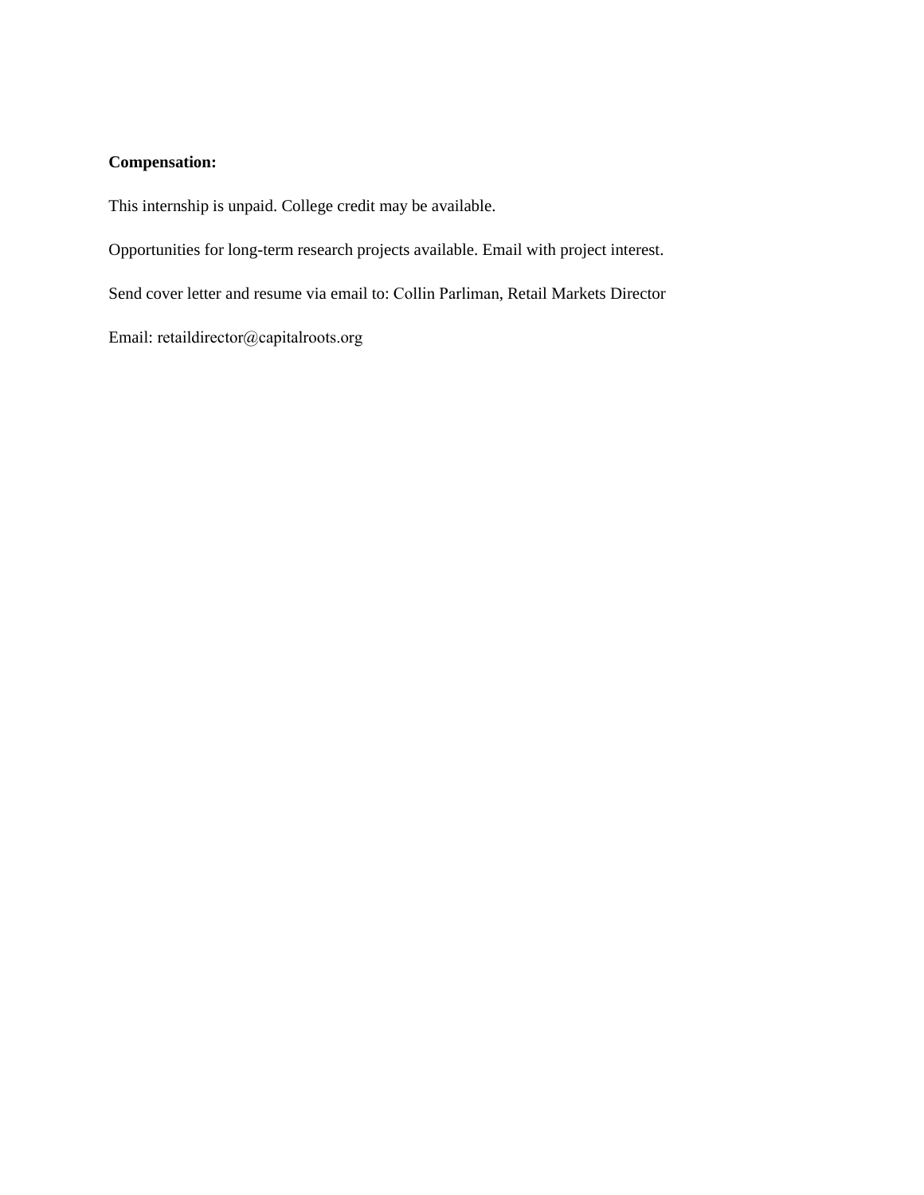**Compensation:**

This internship is unpaid. College credit may be available.

Opportunities for long-term research projects available. Email with project interest.

Send cover letter and resume via email to: Collin Parliman, Retail Markets Director

Email: retaildirector@capitalroots.org